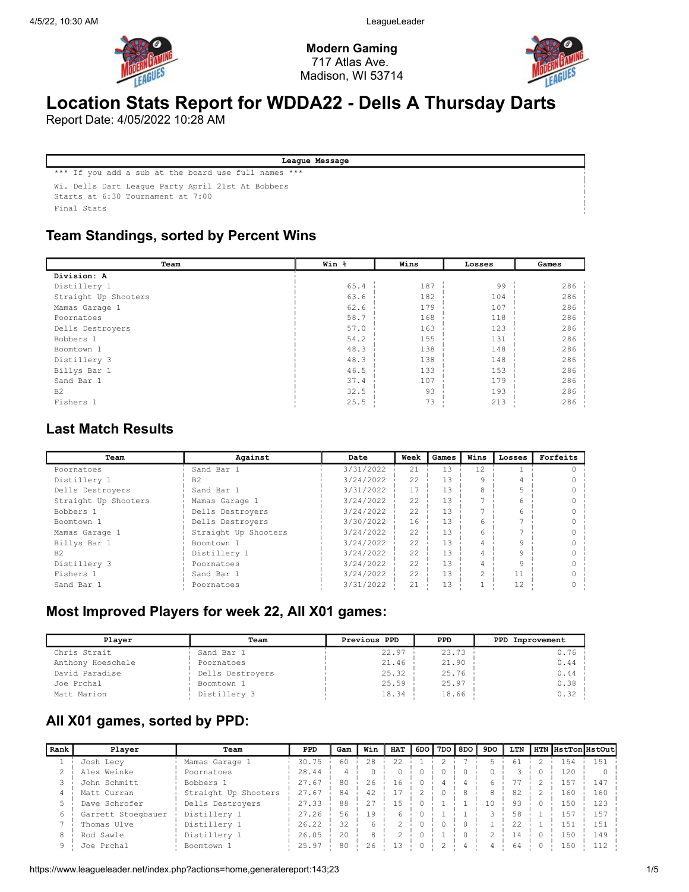**Modern Gaming**
717 Atlas Ave.
Madison, WI 53714

# Location Stats Report for WDDA22 - Dells A Thursday Darts

Report Date: 4/05/2022 10:28 AM

| League Message |
|---|
| *** If you add a sub at the board use full names *** |
| Wi. Dells Dart League Party April 21st At Bobbers<br>Starts at 6:30 Tournament at 7:00 |
| Final Stats |

## Team Standings, sorted by Percent Wins

| Team | Win % | Wins | Losses | Games |
|---|---|---|---|---|
| **Division: A** | | | | |
| Distillery 1 | 65.4 | 187 | 99 | 286 |
| Straight Up Shooters | 63.6 | 182 | 104 | 286 |
| Mamas Garage 1 | 62.6 | 179 | 107 | 286 |
| Poornatoes | 58.7 | 168 | 118 | 286 |
| Dells Destroyers | 57.0 | 163 | 123 | 286 |
| Bobbers 1 | 54.2 | 155 | 131 | 286 |
| Boomtown 1 | 48.3 | 138 | 148 | 286 |
| Distillery 3 | 48.3 | 138 | 148 | 286 |
| Billys Bar 1 | 46.5 | 133 | 153 | 286 |
| Sand Bar 1 | 37.4 | 107 | 179 | 286 |
| B2 | 32.5 | 93 | 193 | 286 |
| Fishers 1 | 25.5 | 73 | 213 | 286 |

## Last Match Results

| Team | Against | Date | Week | Games | Wins | Losses | Forfeits |
|---|---|---|---|---|---|---|---|
| Poornatoes | Sand Bar 1 | 3/31/2022 | 21 | 13 | 12 | 1 | 0 |
| Distillery 1 | B2 | 3/24/2022 | 22 | 13 | 9 | 4 | 0 |
| Dells Destroyers | Sand Bar 1 | 3/31/2022 | 17 | 13 | 8 | 5 | 0 |
| Straight Up Shooters | Mamas Garage 1 | 3/24/2022 | 22 | 13 | 7 | 6 | 0 |
| Bobbers 1 | Dells Destroyers | 3/24/2022 | 22 | 13 | 7 | 6 | 0 |
| Boomtown 1 | Dells Destroyers | 3/30/2022 | 16 | 13 | 6 | 7 | 0 |
| Mamas Garage 1 | Straight Up Shooters | 3/24/2022 | 22 | 13 | 6 | 7 | 0 |
| Billys Bar 1 | Boomtown 1 | 3/24/2022 | 22 | 13 | 4 | 9 | 0 |
| B2 | Distillery 1 | 3/24/2022 | 22 | 13 | 4 | 9 | 0 |
| Distillery 3 | Poornatoes | 3/24/2022 | 22 | 13 | 4 | 9 | 0 |
| Fishers 1 | Sand Bar 1 | 3/24/2022 | 22 | 13 | 2 | 11 | 0 |
| Sand Bar 1 | Poornatoes | 3/31/2022 | 21 | 13 | 1 | 12 | 0 |

## Most Improved Players for week 22, All X01 games:

| Player | Team | Previous PPD | PPD | PPD Improvement |
|---|---|---|---|---|
| Chris Strait | Sand Bar 1 | 22.97 | 23.73 | 0.76 |
| Anthony Hoeschele | Poornatoes | 21.46 | 21.90 | 0.44 |
| David Paradise | Dells Destroyers | 25.32 | 25.76 | 0.44 |
| Joe Prchal | Boomtown 1 | 25.59 | 25.97 | 0.38 |
| Matt Marion | Distillery 3 | 18.34 | 18.66 | 0.32 |

## All X01 games, sorted by PPD:

| Rank | Player | Team | PPD | Gam | Win | HAT | 6DO | 7DO | 8DO | 9DO | LTN | HTN | HstTon | HstOut |
|---|---|---|---|---|---|---|---|---|---|---|---|---|---|---|
| 1 | Josh Lecy | Mamas Garage 1 | 30.75 | 60 | 28 | 22 | 1 | 2 | 7 | 5 | 61 | 2 | 154 | 151 |
| 2 | Alex Weinke | Poornatoes | 28.44 | 4 | 0 | 0 | 0 | 0 | 0 | 0 | 3 | 0 | 120 | 0 |
| 3 | John Schmitt | Bobbers 1 | 27.67 | 80 | 26 | 16 | 0 | 4 | 4 | 6 | 77 | 2 | 157 | 147 |
| 4 | Matt Curran | Straight Up Shooters | 27.67 | 84 | 42 | 17 | 2 | 0 | 8 | 8 | 82 | 2 | 160 | 160 |
| 5 | Dave Schrofer | Dells Destroyers | 27.33 | 88 | 27 | 15 | 0 | 1 | 1 | 10 | 93 | 0 | 150 | 123 |
| 6 | Garrett Stoegbauer | Distillery 1 | 27.26 | 56 | 19 | 6 | 0 | 1 | 1 | 3 | 58 | 1 | 157 | 157 |
| 7 | Thomas Ulve | Distillery 1 | 26.22 | 32 | 6 | 2 | 0 | 0 | 0 | 1 | 22 | 1 | 151 | 151 |
| 8 | Rod Sawle | Distillery 1 | 26.05 | 20 | 8 | 2 | 0 | 1 | 0 | 2 | 14 | 0 | 150 | 149 |
| 9 | Joe Prchal | Boomtown 1 | 25.97 | 80 | 26 | 13 | 0 | 2 | 4 | 4 | 64 | 0 | 150 | 112 |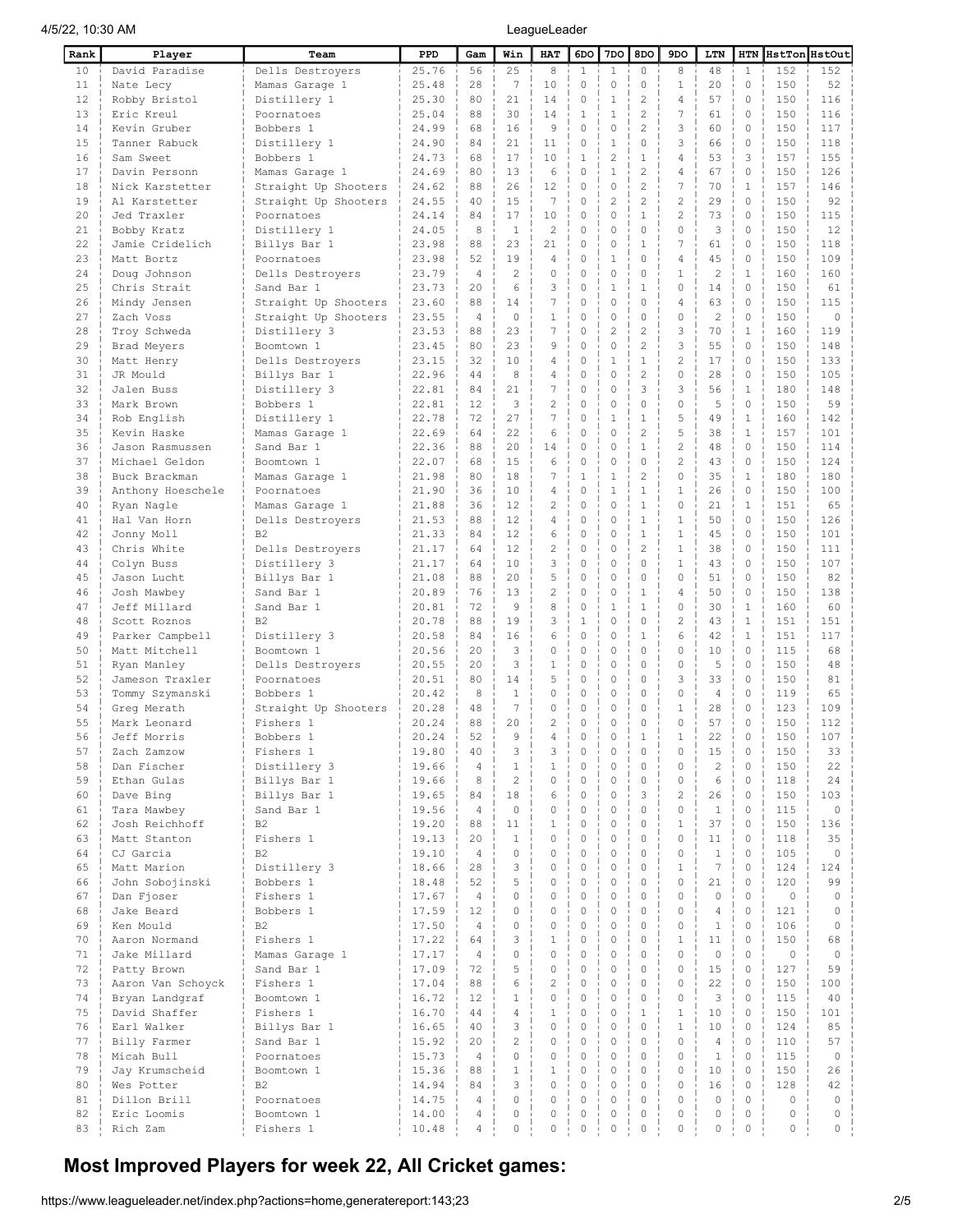| Rank | Player | Team | PPD | Gam | Win | HAT | 6DO | 7DO | 8DO | 9DO | LTN | HTN | HstTon | HstOut |
|---|---|---|---|---|---|---|---|---|---|---|---|---|---|---|
| 10 | David Paradise | Dells Destroyers | 25.76 | 56 | 25 | 8 | 1 | 1 | 0 | 8 | 48 | 1 | 152 | 152 |
| 11 | Nate Lecy | Mamas Garage 1 | 25.48 | 28 | 7 | 10 | 0 | 0 | 0 | 1 | 20 | 0 | 150 | 52 |
| 12 | Robby Bristol | Distillery 1 | 25.30 | 80 | 21 | 14 | 0 | 1 | 2 | 4 | 57 | 0 | 150 | 116 |
| 13 | Eric Kreul | Poornatoes | 25.04 | 88 | 30 | 14 | 1 | 1 | 2 | 7 | 61 | 0 | 150 | 116 |
| 14 | Kevin Gruber | Bobbers 1 | 24.99 | 68 | 16 | 9 | 0 | 0 | 2 | 3 | 60 | 0 | 150 | 117 |
| 15 | Tanner Rabuck | Distillery 1 | 24.90 | 84 | 21 | 11 | 0 | 1 | 0 | 3 | 66 | 0 | 150 | 118 |
| 16 | Sam Sweet | Bobbers 1 | 24.73 | 68 | 17 | 10 | 1 | 2 | 1 | 4 | 53 | 3 | 157 | 155 |
| 17 | Davin Personn | Mamas Garage 1 | 24.69 | 80 | 13 | 6 | 0 | 1 | 2 | 4 | 67 | 0 | 150 | 126 |
| 18 | Nick Karstetter | Straight Up Shooters | 24.62 | 88 | 26 | 12 | 0 | 0 | 2 | 7 | 70 | 1 | 157 | 146 |
| 19 | Al Karstetter | Straight Up Shooters | 24.55 | 40 | 15 | 7 | 0 | 2 | 2 | 2 | 29 | 0 | 150 | 92 |
| 20 | Jed Traxler | Poornatoes | 24.14 | 84 | 17 | 10 | 0 | 0 | 1 | 2 | 73 | 0 | 150 | 115 |
| 21 | Bobby Kratz | Distillery 1 | 24.05 | 8 | 1 | 2 | 0 | 0 | 0 | 0 | 3 | 0 | 150 | 12 |
| 22 | Jamie Cridelich | Billys Bar 1 | 23.98 | 88 | 23 | 21 | 0 | 0 | 1 | 7 | 61 | 0 | 150 | 118 |
| 23 | Matt Bortz | Poornatoes | 23.98 | 52 | 19 | 4 | 0 | 1 | 0 | 4 | 45 | 0 | 150 | 109 |
| 24 | Doug Johnson | Dells Destroyers | 23.79 | 4 | 2 | 0 | 0 | 0 | 0 | 1 | 2 | 1 | 160 | 160 |
| 25 | Chris Strait | Sand Bar 1 | 23.73 | 20 | 6 | 3 | 0 | 1 | 1 | 0 | 14 | 0 | 150 | 61 |
| 26 | Mindy Jensen | Straight Up Shooters | 23.60 | 88 | 14 | 7 | 0 | 0 | 0 | 4 | 63 | 0 | 150 | 115 |
| 27 | Zach Voss | Straight Up Shooters | 23.55 | 4 | 0 | 1 | 0 | 0 | 0 | 0 | 2 | 0 | 150 | 0 |
| 28 | Troy Schweda | Distillery 3 | 23.53 | 88 | 23 | 7 | 0 | 2 | 2 | 3 | 70 | 1 | 160 | 119 |
| 29 | Brad Meyers | Boomtown 1 | 23.45 | 80 | 23 | 9 | 0 | 0 | 2 | 3 | 55 | 0 | 150 | 148 |
| 30 | Matt Henry | Dells Destroyers | 23.15 | 32 | 10 | 4 | 0 | 1 | 1 | 2 | 17 | 0 | 150 | 133 |
| 31 | JR Mould | Billys Bar 1 | 22.96 | 44 | 8 | 4 | 0 | 0 | 2 | 0 | 28 | 0 | 150 | 105 |
| 32 | Jalen Buss | Distillery 3 | 22.81 | 84 | 21 | 7 | 0 | 0 | 3 | 3 | 56 | 1 | 180 | 148 |
| 33 | Mark Brown | Bobbers 1 | 22.81 | 12 | 3 | 2 | 0 | 0 | 0 | 0 | 5 | 0 | 150 | 59 |
| 34 | Rob English | Distillery 1 | 22.78 | 72 | 27 | 7 | 0 | 1 | 1 | 5 | 49 | 1 | 160 | 142 |
| 35 | Kevin Haske | Mamas Garage 1 | 22.69 | 64 | 22 | 6 | 0 | 0 | 2 | 5 | 38 | 1 | 157 | 101 |
| 36 | Jason Rasmussen | Sand Bar 1 | 22.36 | 88 | 20 | 14 | 0 | 0 | 1 | 2 | 48 | 0 | 150 | 114 |
| 37 | Michael Geldon | Boomtown 1 | 22.07 | 68 | 15 | 6 | 0 | 0 | 0 | 2 | 43 | 0 | 150 | 124 |
| 38 | Buck Brackman | Mamas Garage 1 | 21.98 | 80 | 18 | 7 | 1 | 1 | 2 | 0 | 35 | 1 | 180 | 180 |
| 39 | Anthony Hoeschele | Poornatoes | 21.90 | 36 | 10 | 4 | 0 | 1 | 1 | 1 | 26 | 0 | 150 | 100 |
| 40 | Ryan Nagle | Mamas Garage 1 | 21.88 | 36 | 12 | 2 | 0 | 0 | 1 | 0 | 21 | 1 | 151 | 65 |
| 41 | Hal Van Horn | Dells Destroyers | 21.53 | 88 | 12 | 4 | 0 | 0 | 1 | 1 | 50 | 0 | 150 | 126 |
| 42 | Jonny Moll | B2 | 21.33 | 84 | 12 | 6 | 0 | 0 | 1 | 1 | 45 | 0 | 150 | 101 |
| 43 | Chris White | Dells Destroyers | 21.17 | 64 | 12 | 2 | 0 | 0 | 2 | 1 | 38 | 0 | 150 | 111 |
| 44 | Colyn Buss | Distillery 3 | 21.17 | 64 | 10 | 3 | 0 | 0 | 0 | 1 | 43 | 0 | 150 | 107 |
| 45 | Jason Lucht | Billys Bar 1 | 21.08 | 88 | 20 | 5 | 0 | 0 | 0 | 0 | 51 | 0 | 150 | 82 |
| 46 | Josh Mawbey | Sand Bar 1 | 20.89 | 76 | 13 | 2 | 0 | 0 | 1 | 4 | 50 | 0 | 150 | 138 |
| 47 | Jeff Millard | Sand Bar 1 | 20.81 | 72 | 9 | 8 | 0 | 1 | 1 | 0 | 30 | 1 | 160 | 60 |
| 48 | Scott Roznos | B2 | 20.78 | 88 | 19 | 3 | 1 | 0 | 0 | 2 | 43 | 1 | 151 | 151 |
| 49 | Parker Campbell | Distillery 3 | 20.58 | 84 | 16 | 6 | 0 | 0 | 1 | 6 | 42 | 1 | 151 | 117 |
| 50 | Matt Mitchell | Boomtown 1 | 20.56 | 20 | 3 | 0 | 0 | 0 | 0 | 0 | 10 | 0 | 115 | 68 |
| 51 | Ryan Manley | Dells Destroyers | 20.55 | 20 | 3 | 1 | 0 | 0 | 0 | 0 | 5 | 0 | 150 | 48 |
| 52 | Jameson Traxler | Poornatoes | 20.51 | 80 | 14 | 5 | 0 | 0 | 0 | 3 | 33 | 0 | 150 | 81 |
| 53 | Tommy Szymanski | Bobbers 1 | 20.42 | 8 | 1 | 0 | 0 | 0 | 0 | 0 | 4 | 0 | 119 | 65 |
| 54 | Greg Merath | Straight Up Shooters | 20.28 | 48 | 7 | 0 | 0 | 0 | 0 | 1 | 28 | 0 | 123 | 109 |
| 55 | Mark Leonard | Fishers 1 | 20.24 | 88 | 20 | 2 | 0 | 0 | 0 | 0 | 57 | 0 | 150 | 112 |
| 56 | Jeff Morris | Bobbers 1 | 20.24 | 52 | 9 | 4 | 0 | 0 | 1 | 1 | 22 | 0 | 150 | 107 |
| 57 | Zach Zamzow | Fishers 1 | 19.80 | 40 | 3 | 3 | 0 | 0 | 0 | 0 | 15 | 0 | 150 | 33 |
| 58 | Dan Fischer | Distillery 3 | 19.66 | 4 | 1 | 1 | 0 | 0 | 0 | 0 | 2 | 0 | 150 | 22 |
| 59 | Ethan Gulas | Billys Bar 1 | 19.66 | 8 | 2 | 0 | 0 | 0 | 0 | 0 | 6 | 0 | 118 | 24 |
| 60 | Dave Bing | Billys Bar 1 | 19.65 | 84 | 18 | 6 | 0 | 0 | 3 | 2 | 26 | 0 | 150 | 103 |
| 61 | Tara Mawbey | Sand Bar 1 | 19.56 | 4 | 0 | 0 | 0 | 0 | 0 | 0 | 1 | 0 | 115 | 0 |
| 62 | Josh Reichhoff | B2 | 19.20 | 88 | 11 | 1 | 0 | 0 | 0 | 1 | 37 | 0 | 150 | 136 |
| 63 | Matt Stanton | Fishers 1 | 19.13 | 20 | 1 | 0 | 0 | 0 | 0 | 0 | 11 | 0 | 118 | 35 |
| 64 | CJ Garcia | B2 | 19.10 | 4 | 0 | 0 | 0 | 0 | 0 | 0 | 1 | 0 | 105 | 0 |
| 65 | Matt Marion | Distillery 3 | 18.66 | 28 | 3 | 0 | 0 | 0 | 0 | 1 | 7 | 0 | 124 | 124 |
| 66 | John Sobojinski | Bobbers 1 | 18.48 | 52 | 5 | 0 | 0 | 0 | 0 | 0 | 21 | 0 | 120 | 99 |
| 67 | Dan Fjoser | Fishers 1 | 17.67 | 4 | 0 | 0 | 0 | 0 | 0 | 0 | 0 | 0 | 0 | 0 |
| 68 | Jake Beard | Bobbers 1 | 17.59 | 12 | 0 | 0 | 0 | 0 | 0 | 0 | 4 | 0 | 121 | 0 |
| 69 | Ken Mould | B2 | 17.50 | 4 | 0 | 0 | 0 | 0 | 0 | 0 | 1 | 0 | 106 | 0 |
| 70 | Aaron Normand | Fishers 1 | 17.22 | 64 | 3 | 1 | 0 | 0 | 0 | 1 | 11 | 0 | 150 | 68 |
| 71 | Jake Millard | Mamas Garage 1 | 17.17 | 4 | 0 | 0 | 0 | 0 | 0 | 0 | 0 | 0 | 0 | 0 |
| 72 | Patty Brown | Sand Bar 1 | 17.09 | 72 | 5 | 0 | 0 | 0 | 0 | 0 | 15 | 0 | 127 | 59 |
| 73 | Aaron Van Schoyck | Fishers 1 | 17.04 | 88 | 6 | 2 | 0 | 0 | 0 | 0 | 22 | 0 | 150 | 100 |
| 74 | Bryan Landgraf | Boomtown 1 | 16.72 | 12 | 1 | 0 | 0 | 0 | 0 | 0 | 3 | 0 | 115 | 40 |
| 75 | David Shaffer | Fishers 1 | 16.70 | 44 | 4 | 1 | 0 | 0 | 1 | 1 | 10 | 0 | 150 | 101 |
| 76 | Earl Walker | Billys Bar 1 | 16.65 | 40 | 3 | 0 | 0 | 0 | 0 | 1 | 10 | 0 | 124 | 85 |
| 77 | Billy Farmer | Sand Bar 1 | 15.92 | 20 | 2 | 0 | 0 | 0 | 0 | 0 | 4 | 0 | 110 | 57 |
| 78 | Micah Bull | Poornatoes | 15.73 | 4 | 0 | 0 | 0 | 0 | 0 | 0 | 1 | 0 | 115 | 0 |
| 79 | Jay Krumscheid | Boomtown 1 | 15.36 | 88 | 1 | 1 | 0 | 0 | 0 | 0 | 10 | 0 | 150 | 26 |
| 80 | Wes Potter | B2 | 14.94 | 84 | 3 | 0 | 0 | 0 | 0 | 0 | 16 | 0 | 128 | 42 |
| 81 | Dillon Brill | Poornatoes | 14.75 | 4 | 0 | 0 | 0 | 0 | 0 | 0 | 0 | 0 | 0 | 0 |
| 82 | Eric Loomis | Boomtown 1 | 14.00 | 4 | 0 | 0 | 0 | 0 | 0 | 0 | 0 | 0 | 0 | 0 |
| 83 | Rich Zam | Fishers 1 | 10.48 | 4 | 0 | 0 | 0 | 0 | 0 | 0 | 0 | 0 | 0 | 0 |

## Most Improved Players for week 22, All Cricket games: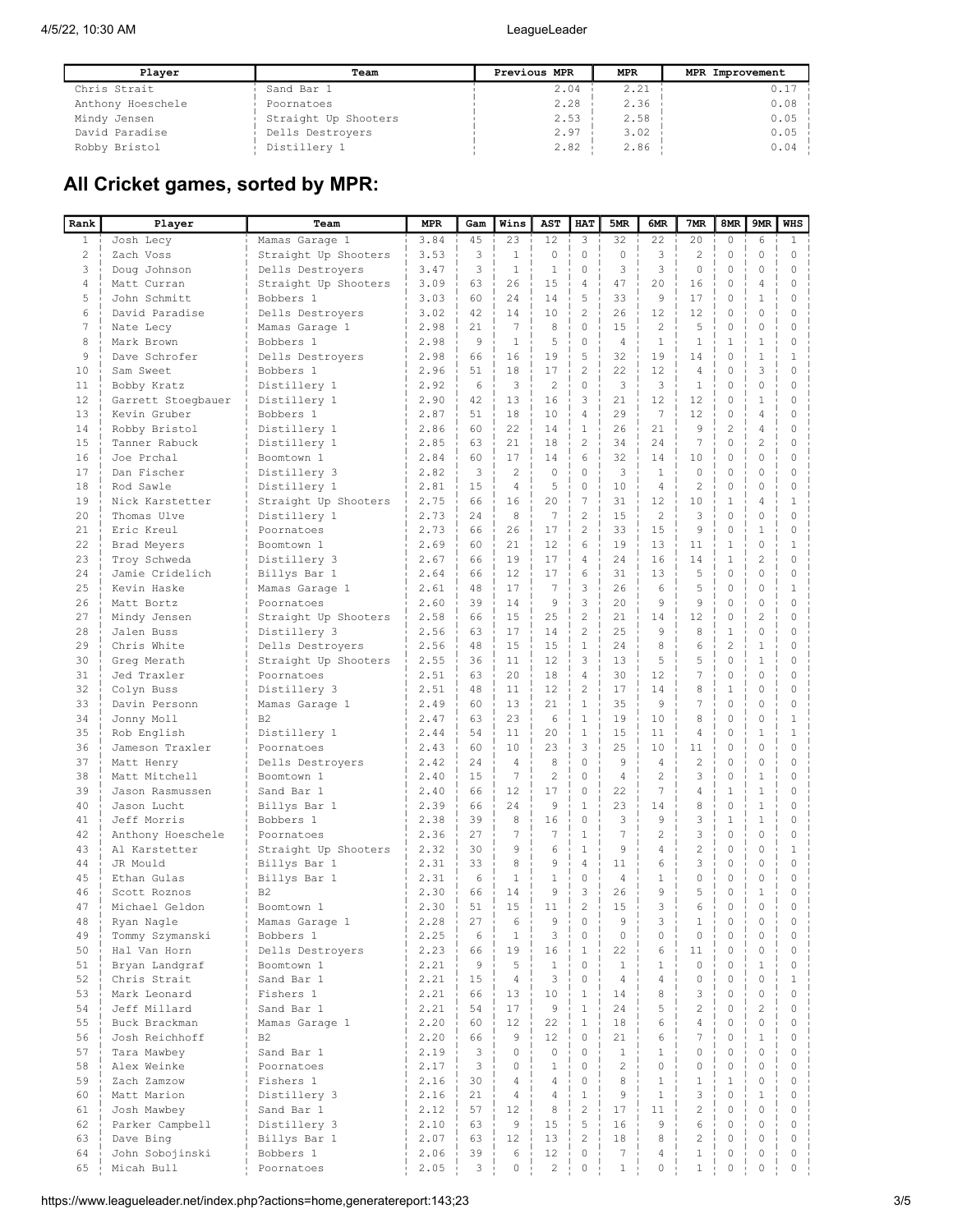| Player | Team | Previous MPR | MPR | MPR Improvement |
|---|---|---|---|---|
| Chris Strait | Sand Bar 1 | 2.04 | 2.21 | 0.17 |
| Anthony Hoeschele | Poornatoes | 2.28 | 2.36 | 0.08 |
| Mindy Jensen | Straight Up Shooters | 2.53 | 2.58 | 0.05 |
| David Paradise | Dells Destroyers | 2.97 | 3.02 | 0.05 |
| Robby Bristol | Distillery 1 | 2.82 | 2.86 | 0.04 |

## All Cricket games, sorted by MPR:

| Rank | Player | Team | MPR | Gam | Wins | AST | HAT | 5MR | 6MR | 7MR | 8MR | 9MR | WHS |
|---|---|---|---|---|---|---|---|---|---|---|---|---|---|
| 1 | Josh Lecy | Mamas Garage 1 | 3.84 | 45 | 23 | 12 | 3 | 32 | 22 | 20 | 0 | 6 | 1 |
| 2 | Zach Voss | Straight Up Shooters | 3.53 | 3 | 1 | 0 | 0 | 0 | 3 | 2 | 0 | 0 | 0 |
| 3 | Doug Johnson | Dells Destroyers | 3.47 | 3 | 1 | 1 | 0 | 3 | 3 | 0 | 0 | 0 | 0 |
| 4 | Matt Curran | Straight Up Shooters | 3.09 | 63 | 26 | 15 | 4 | 47 | 20 | 16 | 0 | 4 | 0 |
| 5 | John Schmitt | Bobbers 1 | 3.03 | 60 | 24 | 14 | 5 | 33 | 9 | 17 | 0 | 1 | 0 |
| 6 | David Paradise | Dells Destroyers | 3.02 | 42 | 14 | 10 | 2 | 26 | 12 | 12 | 0 | 0 | 0 |
| 7 | Nate Lecy | Mamas Garage 1 | 2.98 | 21 | 7 | 8 | 0 | 15 | 2 | 5 | 0 | 0 | 0 |
| 8 | Mark Brown | Bobbers 1 | 2.98 | 9 | 1 | 5 | 0 | 4 | 1 | 1 | 1 | 1 | 0 |
| 9 | Dave Schrofer | Dells Destroyers | 2.98 | 66 | 16 | 19 | 5 | 32 | 19 | 14 | 0 | 1 | 1 |
| 10 | Sam Sweet | Bobbers 1 | 2.96 | 51 | 18 | 17 | 2 | 22 | 12 | 4 | 0 | 3 | 0 |
| 11 | Bobby Kratz | Distillery 1 | 2.92 | 6 | 3 | 2 | 0 | 3 | 3 | 1 | 0 | 0 | 0 |
| 12 | Garrett Stoegbauer | Distillery 1 | 2.90 | 42 | 13 | 16 | 3 | 21 | 12 | 12 | 0 | 1 | 0 |
| 13 | Kevin Gruber | Bobbers 1 | 2.87 | 51 | 18 | 10 | 4 | 29 | 7 | 12 | 0 | 4 | 0 |
| 14 | Robby Bristol | Distillery 1 | 2.86 | 60 | 22 | 14 | 1 | 26 | 21 | 9 | 2 | 4 | 0 |
| 15 | Tanner Rabuck | Distillery 1 | 2.85 | 63 | 21 | 18 | 2 | 34 | 24 | 7 | 0 | 2 | 0 |
| 16 | Joe Prchal | Boomtown 1 | 2.84 | 60 | 17 | 14 | 6 | 32 | 14 | 10 | 0 | 0 | 0 |
| 17 | Dan Fischer | Distillery 3 | 2.82 | 3 | 2 | 0 | 0 | 3 | 1 | 0 | 0 | 0 | 0 |
| 18 | Rod Sawle | Distillery 1 | 2.81 | 15 | 4 | 5 | 0 | 10 | 4 | 2 | 0 | 0 | 0 |
| 19 | Nick Karstetter | Straight Up Shooters | 2.75 | 66 | 16 | 20 | 7 | 31 | 12 | 10 | 1 | 4 | 1 |
| 20 | Thomas Ulve | Distillery 1 | 2.73 | 24 | 8 | 7 | 2 | 15 | 2 | 3 | 0 | 0 | 0 |
| 21 | Eric Kreul | Poornatoes | 2.73 | 66 | 26 | 17 | 2 | 33 | 15 | 9 | 0 | 1 | 0 |
| 22 | Brad Meyers | Boomtown 1 | 2.69 | 60 | 21 | 12 | 6 | 19 | 13 | 11 | 1 | 0 | 1 |
| 23 | Troy Schweda | Distillery 3 | 2.67 | 66 | 19 | 17 | 4 | 24 | 16 | 14 | 1 | 2 | 0 |
| 24 | Jamie Cridelich | Billys Bar 1 | 2.64 | 66 | 12 | 17 | 6 | 31 | 13 | 5 | 0 | 0 | 0 |
| 25 | Kevin Haske | Mamas Garage 1 | 2.61 | 48 | 17 | 7 | 3 | 26 | 6 | 5 | 0 | 0 | 1 |
| 26 | Matt Bortz | Poornatoes | 2.60 | 39 | 14 | 9 | 3 | 20 | 9 | 9 | 0 | 0 | 0 |
| 27 | Mindy Jensen | Straight Up Shooters | 2.58 | 66 | 15 | 25 | 2 | 21 | 14 | 12 | 0 | 2 | 0 |
| 28 | Jalen Buss | Distillery 3 | 2.56 | 63 | 17 | 14 | 2 | 25 | 9 | 8 | 1 | 0 | 0 |
| 29 | Chris White | Dells Destroyers | 2.56 | 48 | 15 | 15 | 1 | 24 | 8 | 6 | 2 | 1 | 0 |
| 30 | Greg Merath | Straight Up Shooters | 2.55 | 36 | 11 | 12 | 3 | 13 | 5 | 5 | 0 | 1 | 0 |
| 31 | Jed Traxler | Poornatoes | 2.51 | 63 | 20 | 18 | 4 | 30 | 12 | 7 | 0 | 0 | 0 |
| 32 | Colyn Buss | Distillery 3 | 2.51 | 48 | 11 | 12 | 2 | 17 | 14 | 8 | 1 | 0 | 0 |
| 33 | Davin Personn | Mamas Garage 1 | 2.49 | 60 | 13 | 21 | 1 | 35 | 9 | 7 | 0 | 0 | 0 |
| 34 | Jonny Moll | B2 | 2.47 | 63 | 23 | 6 | 1 | 19 | 10 | 8 | 0 | 0 | 1 |
| 35 | Rob English | Distillery 1 | 2.44 | 54 | 11 | 20 | 1 | 15 | 11 | 4 | 0 | 1 | 1 |
| 36 | Jameson Traxler | Poornatoes | 2.43 | 60 | 10 | 23 | 3 | 25 | 10 | 11 | 0 | 0 | 0 |
| 37 | Matt Henry | Dells Destroyers | 2.42 | 24 | 4 | 8 | 0 | 9 | 4 | 2 | 0 | 0 | 0 |
| 38 | Matt Mitchell | Boomtown 1 | 2.40 | 15 | 7 | 2 | 0 | 4 | 2 | 3 | 0 | 1 | 0 |
| 39 | Jason Rasmussen | Sand Bar 1 | 2.40 | 66 | 12 | 17 | 0 | 22 | 7 | 4 | 1 | 1 | 0 |
| 40 | Jason Lucht | Billys Bar 1 | 2.39 | 66 | 24 | 9 | 1 | 23 | 14 | 8 | 0 | 1 | 0 |
| 41 | Jeff Morris | Bobbers 1 | 2.38 | 39 | 8 | 16 | 0 | 3 | 9 | 3 | 1 | 1 | 0 |
| 42 | Anthony Hoeschele | Poornatoes | 2.36 | 27 | 7 | 7 | 1 | 7 | 2 | 3 | 0 | 0 | 0 |
| 43 | Al Karstetter | Straight Up Shooters | 2.32 | 30 | 9 | 6 | 1 | 9 | 4 | 2 | 0 | 0 | 1 |
| 44 | JR Mould | Billys Bar 1 | 2.31 | 33 | 8 | 9 | 4 | 11 | 6 | 3 | 0 | 0 | 0 |
| 45 | Ethan Gulas | Billys Bar 1 | 2.31 | 6 | 1 | 1 | 0 | 4 | 1 | 0 | 0 | 0 | 0 |
| 46 | Scott Roznos | B2 | 2.30 | 66 | 14 | 9 | 3 | 26 | 9 | 5 | 0 | 1 | 0 |
| 47 | Michael Geldon | Boomtown 1 | 2.30 | 51 | 15 | 11 | 2 | 15 | 3 | 6 | 0 | 0 | 0 |
| 48 | Ryan Nagle | Mamas Garage 1 | 2.28 | 27 | 6 | 9 | 0 | 9 | 3 | 1 | 0 | 0 | 0 |
| 49 | Tommy Szymanski | Bobbers 1 | 2.25 | 6 | 1 | 3 | 0 | 0 | 0 | 0 | 0 | 0 | 0 |
| 50 | Hal Van Horn | Dells Destroyers | 2.23 | 66 | 19 | 16 | 1 | 22 | 6 | 11 | 0 | 0 | 0 |
| 51 | Bryan Landgraf | Boomtown 1 | 2.21 | 9 | 5 | 1 | 0 | 1 | 1 | 0 | 0 | 1 | 0 |
| 52 | Chris Strait | Sand Bar 1 | 2.21 | 15 | 4 | 3 | 0 | 4 | 4 | 0 | 0 | 0 | 1 |
| 53 | Mark Leonard | Fishers 1 | 2.21 | 66 | 13 | 10 | 1 | 14 | 8 | 3 | 0 | 0 | 0 |
| 54 | Jeff Millard | Sand Bar 1 | 2.21 | 54 | 17 | 9 | 1 | 24 | 5 | 2 | 0 | 2 | 0 |
| 55 | Buck Brackman | Mamas Garage 1 | 2.20 | 60 | 12 | 22 | 1 | 18 | 6 | 4 | 0 | 0 | 0 |
| 56 | Josh Reichhoff | B2 | 2.20 | 66 | 9 | 12 | 0 | 21 | 6 | 7 | 0 | 1 | 0 |
| 57 | Tara Mawbey | Sand Bar 1 | 2.19 | 3 | 0 | 0 | 0 | 1 | 1 | 0 | 0 | 0 | 0 |
| 58 | Alex Weinke | Poornatoes | 2.17 | 3 | 0 | 1 | 0 | 2 | 0 | 0 | 0 | 0 | 0 |
| 59 | Zach Zamzow | Fishers 1 | 2.16 | 30 | 4 | 4 | 0 | 8 | 1 | 1 | 1 | 0 | 0 |
| 60 | Matt Marion | Distillery 3 | 2.16 | 21 | 4 | 4 | 1 | 9 | 1 | 3 | 0 | 1 | 0 |
| 61 | Josh Mawbey | Sand Bar 1 | 2.12 | 57 | 12 | 8 | 2 | 17 | 11 | 2 | 0 | 0 | 0 |
| 62 | Parker Campbell | Distillery 3 | 2.10 | 63 | 9 | 15 | 5 | 16 | 9 | 6 | 0 | 0 | 0 |
| 63 | Dave Bing | Billys Bar 1 | 2.07 | 63 | 12 | 13 | 2 | 18 | 8 | 2 | 0 | 0 | 0 |
| 64 | John Sobojinski | Bobbers 1 | 2.06 | 39 | 6 | 12 | 0 | 7 | 4 | 1 | 0 | 0 | 0 |
| 65 | Micah Bull | Poornatoes | 2.05 | 3 | 0 | 2 | 0 | 1 | 0 | 1 | 0 | 0 | 0 |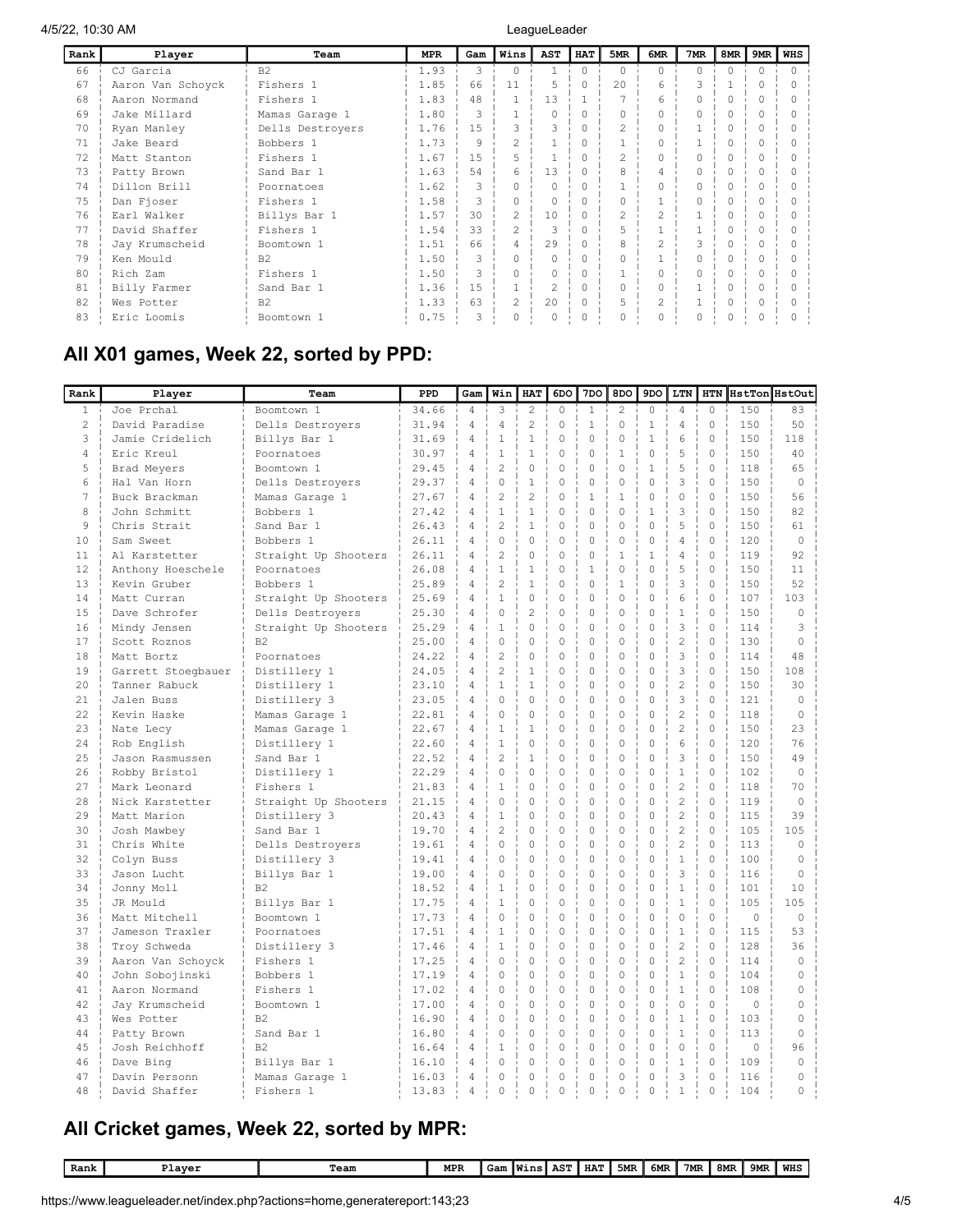| Rank | Player | Team | MPR | Gam | Wins | AST | HAT | 5MR | 6MR | 7MR | 8MR | 9MR | WHS |
|---|---|---|---|---|---|---|---|---|---|---|---|---|---|
| 66 | CJ Garcia | B2 | 1.93 | 3 | 0 | 1 | 0 | 0 | 0 | 0 | 0 | 0 | 0 |
| 67 | Aaron Van Schoyck | Fishers 1 | 1.85 | 66 | 11 | 5 | 0 | 20 | 6 | 3 | 1 | 0 | 0 |
| 68 | Aaron Normand | Fishers 1 | 1.83 | 48 | 1 | 13 | 1 | 7 | 6 | 0 | 0 | 0 | 0 |
| 69 | Jake Millard | Mamas Garage 1 | 1.80 | 3 | 1 | 0 | 0 | 0 | 0 | 0 | 0 | 0 | 0 |
| 70 | Ryan Manley | Dells Destroyers | 1.76 | 15 | 3 | 3 | 0 | 2 | 0 | 1 | 0 | 0 | 0 |
| 71 | Jake Beard | Bobbers 1 | 1.73 | 9 | 2 | 1 | 0 | 1 | 0 | 1 | 0 | 0 | 0 |
| 72 | Matt Stanton | Fishers 1 | 1.67 | 15 | 5 | 1 | 0 | 2 | 0 | 0 | 0 | 0 | 0 |
| 73 | Patty Brown | Sand Bar 1 | 1.63 | 54 | 6 | 13 | 0 | 8 | 4 | 0 | 0 | 0 | 0 |
| 74 | Dillon Brill | Poornatoes | 1.62 | 3 | 0 | 0 | 0 | 1 | 0 | 0 | 0 | 0 | 0 |
| 75 | Dan Fjoser | Fishers 1 | 1.58 | 3 | 0 | 0 | 0 | 0 | 1 | 0 | 0 | 0 | 0 |
| 76 | Earl Walker | Billys Bar 1 | 1.57 | 30 | 2 | 10 | 0 | 2 | 2 | 1 | 0 | 0 | 0 |
| 77 | David Shaffer | Fishers 1 | 1.54 | 33 | 2 | 3 | 0 | 5 | 1 | 1 | 0 | 0 | 0 |
| 78 | Jay Krumscheid | Boomtown 1 | 1.51 | 66 | 4 | 29 | 0 | 8 | 2 | 3 | 0 | 0 | 0 |
| 79 | Ken Mould | B2 | 1.50 | 3 | 0 | 0 | 0 | 0 | 1 | 0 | 0 | 0 | 0 |
| 80 | Rich Zam | Fishers 1 | 1.50 | 3 | 0 | 0 | 0 | 1 | 0 | 0 | 0 | 0 | 0 |
| 81 | Billy Farmer | Sand Bar 1 | 1.36 | 15 | 1 | 2 | 0 | 0 | 0 | 1 | 0 | 0 | 0 |
| 82 | Wes Potter | B2 | 1.33 | 63 | 2 | 20 | 0 | 5 | 2 | 1 | 0 | 0 | 0 |
| 83 | Eric Loomis | Boomtown 1 | 0.75 | 3 | 0 | 0 | 0 | 0 | 0 | 0 | 0 | 0 | 0 |

## All X01 games, Week 22, sorted by PPD:

| Rank | Player | Team | PPD | Gam | Win | HAT | 6DO | 7DO | 8DO | 9DO | LTN | HTN | HstTon | HstOut |
|---|---|---|---|---|---|---|---|---|---|---|---|---|---|---|
| 1 | Joe Prchal | Boomtown 1 | 34.66 | 4 | 3 | 2 | 0 | 1 | 2 | 0 | 4 | 0 | 150 | 83 |
| 2 | David Paradise | Dells Destroyers | 31.94 | 4 | 4 | 2 | 0 | 1 | 0 | 1 | 4 | 0 | 150 | 50 |
| 3 | Jamie Cridelich | Billys Bar 1 | 31.69 | 4 | 1 | 1 | 0 | 0 | 0 | 1 | 6 | 0 | 150 | 118 |
| 4 | Eric Kreul | Poornatoes | 30.97 | 4 | 1 | 1 | 0 | 0 | 1 | 0 | 5 | 0 | 150 | 40 |
| 5 | Brad Meyers | Boomtown 1 | 29.45 | 4 | 2 | 0 | 0 | 0 | 0 | 1 | 5 | 0 | 118 | 65 |
| 6 | Hal Van Horn | Dells Destroyers | 29.37 | 4 | 0 | 1 | 0 | 0 | 0 | 0 | 3 | 0 | 150 | 0 |
| 7 | Buck Brackman | Mamas Garage 1 | 27.67 | 4 | 2 | 2 | 0 | 1 | 1 | 0 | 0 | 0 | 150 | 56 |
| 8 | John Schmitt | Bobbers 1 | 27.42 | 4 | 1 | 1 | 0 | 0 | 0 | 1 | 3 | 0 | 150 | 82 |
| 9 | Chris Strait | Sand Bar 1 | 26.43 | 4 | 2 | 1 | 0 | 0 | 0 | 0 | 5 | 0 | 150 | 61 |
| 10 | Sam Sweet | Bobbers 1 | 26.11 | 4 | 0 | 0 | 0 | 0 | 0 | 0 | 4 | 0 | 120 | 0 |
| 11 | Al Karstetter | Straight Up Shooters | 26.11 | 4 | 2 | 0 | 0 | 0 | 1 | 1 | 4 | 0 | 119 | 92 |
| 12 | Anthony Hoeschele | Poornatoes | 26.08 | 4 | 1 | 1 | 0 | 1 | 0 | 0 | 5 | 0 | 150 | 11 |
| 13 | Kevin Gruber | Bobbers 1 | 25.89 | 4 | 2 | 1 | 0 | 0 | 1 | 0 | 3 | 0 | 150 | 52 |
| 14 | Matt Curran | Straight Up Shooters | 25.69 | 4 | 1 | 0 | 0 | 0 | 0 | 0 | 6 | 0 | 107 | 103 |
| 15 | Dave Schrofer | Dells Destroyers | 25.30 | 4 | 0 | 2 | 0 | 0 | 0 | 0 | 1 | 0 | 150 | 0 |
| 16 | Mindy Jensen | Straight Up Shooters | 25.29 | 4 | 1 | 0 | 0 | 0 | 0 | 0 | 3 | 0 | 114 | 3 |
| 17 | Scott Roznos | B2 | 25.00 | 4 | 0 | 0 | 0 | 0 | 0 | 0 | 2 | 0 | 130 | 0 |
| 18 | Matt Bortz | Poornatoes | 24.22 | 4 | 2 | 0 | 0 | 0 | 0 | 0 | 3 | 0 | 114 | 48 |
| 19 | Garrett Stoegbauer | Distillery 1 | 24.05 | 4 | 2 | 1 | 0 | 0 | 0 | 0 | 3 | 0 | 150 | 108 |
| 20 | Tanner Rabuck | Distillery 1 | 23.10 | 4 | 1 | 1 | 0 | 0 | 0 | 0 | 2 | 0 | 150 | 30 |
| 21 | Jalen Buss | Distillery 3 | 23.05 | 4 | 0 | 0 | 0 | 0 | 0 | 0 | 3 | 0 | 121 | 0 |
| 22 | Kevin Haske | Mamas Garage 1 | 22.81 | 4 | 0 | 0 | 0 | 0 | 0 | 0 | 2 | 0 | 118 | 0 |
| 23 | Nate Lecy | Mamas Garage 1 | 22.67 | 4 | 1 | 1 | 0 | 0 | 0 | 0 | 2 | 0 | 150 | 23 |
| 24 | Rob English | Distillery 1 | 22.60 | 4 | 1 | 0 | 0 | 0 | 0 | 0 | 6 | 0 | 120 | 76 |
| 25 | Jason Rasmussen | Sand Bar 1 | 22.52 | 4 | 2 | 1 | 0 | 0 | 0 | 0 | 3 | 0 | 150 | 49 |
| 26 | Robby Bristol | Distillery 1 | 22.29 | 4 | 0 | 0 | 0 | 0 | 0 | 0 | 1 | 0 | 102 | 0 |
| 27 | Mark Leonard | Fishers 1 | 21.83 | 4 | 1 | 0 | 0 | 0 | 0 | 0 | 2 | 0 | 118 | 70 |
| 28 | Nick Karstetter | Straight Up Shooters | 21.15 | 4 | 0 | 0 | 0 | 0 | 0 | 0 | 2 | 0 | 119 | 0 |
| 29 | Matt Marion | Distillery 3 | 20.43 | 4 | 1 | 0 | 0 | 0 | 0 | 0 | 2 | 0 | 115 | 39 |
| 30 | Josh Mawbey | Sand Bar 1 | 19.70 | 4 | 2 | 0 | 0 | 0 | 0 | 0 | 2 | 0 | 105 | 105 |
| 31 | Chris White | Dells Destroyers | 19.61 | 4 | 0 | 0 | 0 | 0 | 0 | 0 | 2 | 0 | 113 | 0 |
| 32 | Colyn Buss | Distillery 3 | 19.41 | 4 | 0 | 0 | 0 | 0 | 0 | 0 | 1 | 0 | 100 | 0 |
| 33 | Jason Lucht | Billys Bar 1 | 19.00 | 4 | 0 | 0 | 0 | 0 | 0 | 0 | 3 | 0 | 116 | 0 |
| 34 | Jonny Moll | B2 | 18.52 | 4 | 1 | 0 | 0 | 0 | 0 | 0 | 1 | 0 | 101 | 10 |
| 35 | JR Mould | Billys Bar 1 | 17.75 | 4 | 1 | 0 | 0 | 0 | 0 | 0 | 1 | 0 | 105 | 105 |
| 36 | Matt Mitchell | Boomtown 1 | 17.73 | 4 | 0 | 0 | 0 | 0 | 0 | 0 | 0 | 0 | 0 | 0 |
| 37 | Jameson Traxler | Poornatoes | 17.51 | 4 | 1 | 0 | 0 | 0 | 0 | 0 | 1 | 0 | 115 | 53 |
| 38 | Troy Schweda | Distillery 3 | 17.46 | 4 | 1 | 0 | 0 | 0 | 0 | 0 | 2 | 0 | 128 | 36 |
| 39 | Aaron Van Schoyck | Fishers 1 | 17.25 | 4 | 0 | 0 | 0 | 0 | 0 | 0 | 2 | 0 | 114 | 0 |
| 40 | John Sobojinski | Bobbers 1 | 17.19 | 4 | 0 | 0 | 0 | 0 | 0 | 0 | 1 | 0 | 104 | 0 |
| 41 | Aaron Normand | Fishers 1 | 17.02 | 4 | 0 | 0 | 0 | 0 | 0 | 0 | 1 | 0 | 108 | 0 |
| 42 | Jay Krumscheid | Boomtown 1 | 17.00 | 4 | 0 | 0 | 0 | 0 | 0 | 0 | 0 | 0 | 0 | 0 |
| 43 | Wes Potter | B2 | 16.90 | 4 | 0 | 0 | 0 | 0 | 0 | 0 | 1 | 0 | 103 | 0 |
| 44 | Patty Brown | Sand Bar 1 | 16.80 | 4 | 0 | 0 | 0 | 0 | 0 | 0 | 1 | 0 | 113 | 0 |
| 45 | Josh Reichhoff | B2 | 16.64 | 4 | 1 | 0 | 0 | 0 | 0 | 0 | 0 | 0 | 0 | 96 |
| 46 | Dave Bing | Billys Bar 1 | 16.10 | 4 | 0 | 0 | 0 | 0 | 0 | 0 | 1 | 0 | 109 | 0 |
| 47 | Davin Personn | Mamas Garage 1 | 16.03 | 4 | 0 | 0 | 0 | 0 | 0 | 0 | 3 | 0 | 116 | 0 |
| 48 | David Shaffer | Fishers 1 | 13.83 | 4 | 0 | 0 | 0 | 0 | 0 | 0 | 1 | 0 | 104 | 0 |

## All Cricket games, Week 22, sorted by MPR:

| Rank | Player | Team | MPR | Gam | Wins | AST | HAT | 5MR | 6MR | 7MR | 8MR | 9MR | WHS |
|---|---|---|---|---|---|---|---|---|---|---|---|---|---|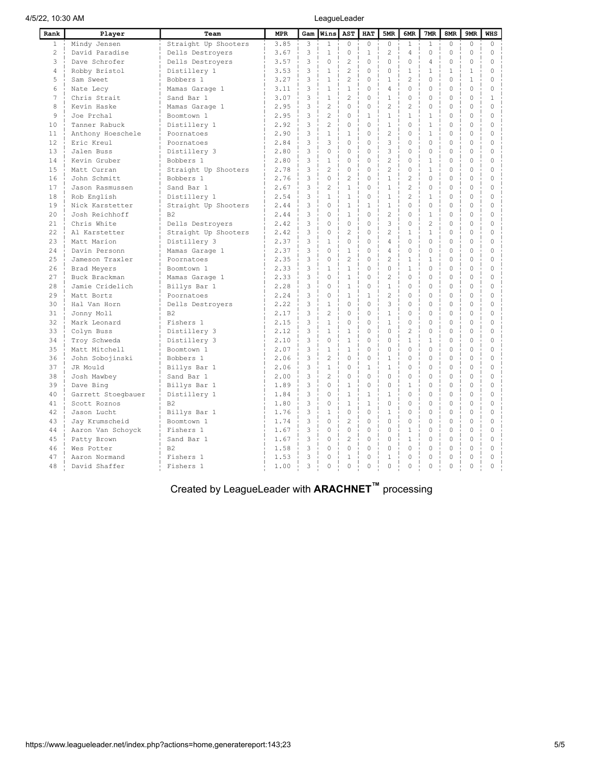| Rank | Player | Team | MPR | Gam | Wins | AST | HAT | 5MR | 6MR | 7MR | 8MR | 9MR | WHS |
|---|---|---|---|---|---|---|---|---|---|---|---|---|---|
| 1 | Mindy Jensen | Straight Up Shooters | 3.85 | 3 | 1 | 0 | 0 | 0 | 1 | 1 | 0 | 0 | 0 |
| 2 | David Paradise | Dells Destroyers | 3.67 | 3 | 1 | 0 | 1 | 2 | 4 | 0 | 0 | 0 | 0 |
| 3 | Dave Schrofer | Dells Destroyers | 3.57 | 3 | 0 | 2 | 0 | 0 | 0 | 4 | 0 | 0 | 0 |
| 4 | Robby Bristol | Distillery 1 | 3.53 | 3 | 1 | 2 | 0 | 0 | 1 | 1 | 1 | 1 | 0 |
| 5 | Sam Sweet | Bobbers 1 | 3.27 | 3 | 1 | 2 | 0 | 1 | 2 | 0 | 0 | 1 | 0 |
| 6 | Nate Lecy | Mamas Garage 1 | 3.11 | 3 | 1 | 1 | 0 | 4 | 0 | 0 | 0 | 0 | 0 |
| 7 | Chris Strait | Sand Bar 1 | 3.07 | 3 | 1 | 2 | 0 | 1 | 0 | 0 | 0 | 0 | 1 |
| 8 | Kevin Haske | Mamas Garage 1 | 2.95 | 3 | 2 | 0 | 0 | 2 | 2 | 0 | 0 | 0 | 0 |
| 9 | Joe Prchal | Boomtown 1 | 2.95 | 3 | 2 | 0 | 1 | 1 | 1 | 1 | 0 | 0 | 0 |
| 10 | Tanner Rabuck | Distillery 1 | 2.92 | 3 | 2 | 0 | 0 | 1 | 0 | 1 | 0 | 0 | 0 |
| 11 | Anthony Hoeschele | Poornatoes | 2.90 | 3 | 1 | 1 | 0 | 2 | 0 | 1 | 0 | 0 | 0 |
| 12 | Eric Kreul | Poornatoes | 2.84 | 3 | 3 | 0 | 0 | 3 | 0 | 0 | 0 | 0 | 0 |
| 13 | Jalen Buss | Distillery 3 | 2.80 | 3 | 0 | 0 | 0 | 3 | 0 | 0 | 0 | 0 | 0 |
| 14 | Kevin Gruber | Bobbers 1 | 2.80 | 3 | 1 | 0 | 0 | 2 | 0 | 1 | 0 | 0 | 0 |
| 15 | Matt Curran | Straight Up Shooters | 2.78 | 3 | 2 | 0 | 0 | 2 | 0 | 1 | 0 | 0 | 0 |
| 16 | John Schmitt | Bobbers 1 | 2.76 | 3 | 0 | 2 | 0 | 1 | 2 | 0 | 0 | 0 | 0 |
| 17 | Jason Rasmussen | Sand Bar 1 | 2.67 | 3 | 2 | 1 | 0 | 1 | 2 | 0 | 0 | 0 | 0 |
| 18 | Rob English | Distillery 1 | 2.54 | 3 | 1 | 1 | 0 | 1 | 2 | 1 | 0 | 0 | 0 |
| 19 | Nick Karstetter | Straight Up Shooters | 2.44 | 3 | 0 | 1 | 1 | 1 | 0 | 0 | 0 | 0 | 0 |
| 20 | Josh Reichhoff | B2 | 2.44 | 3 | 0 | 1 | 0 | 2 | 0 | 1 | 0 | 0 | 0 |
| 21 | Chris White | Dells Destroyers | 2.42 | 3 | 0 | 0 | 0 | 3 | 0 | 2 | 0 | 0 | 0 |
| 22 | Al Karstetter | Straight Up Shooters | 2.42 | 3 | 0 | 2 | 0 | 2 | 1 | 1 | 0 | 0 | 0 |
| 23 | Matt Marion | Distillery 3 | 2.37 | 3 | 1 | 0 | 0 | 4 | 0 | 0 | 0 | 0 | 0 |
| 24 | Davin Personn | Mamas Garage 1 | 2.37 | 3 | 0 | 1 | 0 | 4 | 0 | 0 | 0 | 0 | 0 |
| 25 | Jameson Traxler | Poornatoes | 2.35 | 3 | 0 | 2 | 0 | 2 | 1 | 1 | 0 | 0 | 0 |
| 26 | Brad Meyers | Boomtown 1 | 2.33 | 3 | 1 | 1 | 0 | 0 | 1 | 0 | 0 | 0 | 0 |
| 27 | Buck Brackman | Mamas Garage 1 | 2.33 | 3 | 0 | 1 | 0 | 2 | 0 | 0 | 0 | 0 | 0 |
| 28 | Jamie Cridelich | Billys Bar 1 | 2.28 | 3 | 0 | 1 | 0 | 1 | 0 | 0 | 0 | 0 | 0 |
| 29 | Matt Bortz | Poornatoes | 2.24 | 3 | 0 | 1 | 1 | 2 | 0 | 0 | 0 | 0 | 0 |
| 30 | Hal Van Horn | Dells Destroyers | 2.22 | 3 | 1 | 0 | 0 | 3 | 0 | 0 | 0 | 0 | 0 |
| 31 | Jonny Moll | B2 | 2.17 | 3 | 2 | 0 | 0 | 1 | 0 | 0 | 0 | 0 | 0 |
| 32 | Mark Leonard | Fishers 1 | 2.15 | 3 | 1 | 0 | 0 | 1 | 0 | 0 | 0 | 0 | 0 |
| 33 | Colyn Buss | Distillery 3 | 2.12 | 3 | 1 | 1 | 0 | 0 | 2 | 0 | 0 | 0 | 0 |
| 34 | Troy Schweda | Distillery 3 | 2.10 | 3 | 0 | 1 | 0 | 0 | 1 | 1 | 0 | 0 | 0 |
| 35 | Matt Mitchell | Boomtown 1 | 2.07 | 3 | 1 | 1 | 0 | 0 | 0 | 0 | 0 | 0 | 0 |
| 36 | John Sobojinski | Bobbers 1 | 2.06 | 3 | 2 | 0 | 0 | 1 | 0 | 0 | 0 | 0 | 0 |
| 37 | JR Mould | Billys Bar 1 | 2.06 | 3 | 1 | 0 | 1 | 1 | 0 | 0 | 0 | 0 | 0 |
| 38 | Josh Mawbey | Sand Bar 1 | 2.00 | 3 | 2 | 0 | 0 | 0 | 0 | 0 | 0 | 0 | 0 |
| 39 | Dave Bing | Billys Bar 1 | 1.89 | 3 | 0 | 1 | 0 | 0 | 1 | 0 | 0 | 0 | 0 |
| 40 | Garrett Stoegbauer | Distillery 1 | 1.84 | 3 | 0 | 1 | 1 | 1 | 0 | 0 | 0 | 0 | 0 |
| 41 | Scott Roznos | B2 | 1.80 | 3 | 0 | 1 | 1 | 0 | 0 | 0 | 0 | 0 | 0 |
| 42 | Jason Lucht | Billys Bar 1 | 1.76 | 3 | 1 | 0 | 0 | 1 | 0 | 0 | 0 | 0 | 0 |
| 43 | Jay Krumscheid | Boomtown 1 | 1.74 | 3 | 0 | 2 | 0 | 0 | 0 | 0 | 0 | 0 | 0 |
| 44 | Aaron Van Schoyck | Fishers 1 | 1.67 | 3 | 0 | 0 | 0 | 0 | 1 | 0 | 0 | 0 | 0 |
| 45 | Patty Brown | Sand Bar 1 | 1.67 | 3 | 0 | 2 | 0 | 0 | 1 | 0 | 0 | 0 | 0 |
| 46 | Wes Potter | B2 | 1.58 | 3 | 0 | 0 | 0 | 0 | 0 | 0 | 0 | 0 | 0 |
| 47 | Aaron Normand | Fishers 1 | 1.53 | 3 | 0 | 1 | 0 | 1 | 0 | 0 | 0 | 0 | 0 |
| 48 | David Shaffer | Fishers 1 | 1.00 | 3 | 0 | 0 | 0 | 0 | 0 | 0 | 0 | 0 | 0 |

Created by LeagueLeader with **ARACHNET™** processing